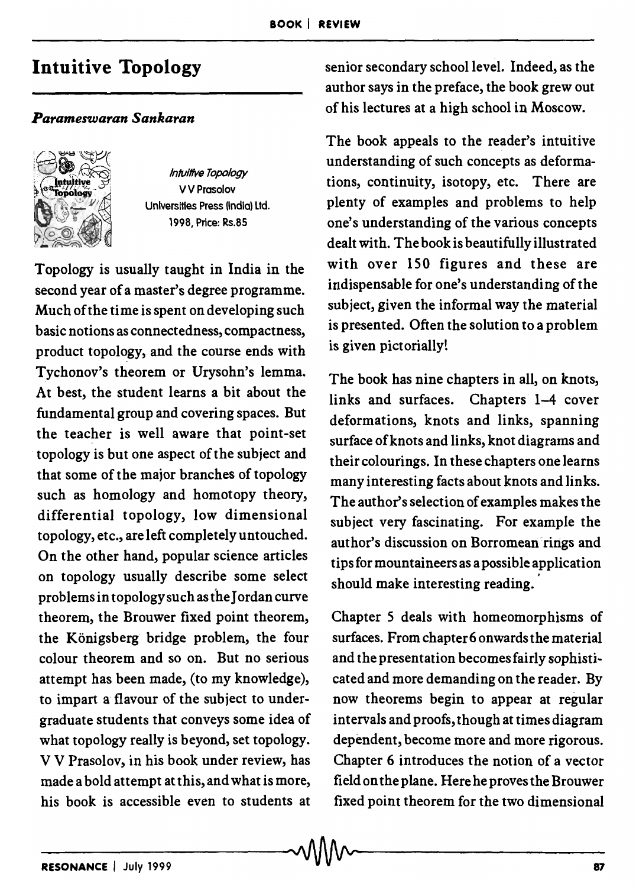# Intuitive Topology

***Parameswaran Sankaran***

*Intuitive Topology*
V V Prasolov
Universities Press (India) Ltd.
1998, Price: Rs.85

Topology is usually taught in India in the second year of a master's degree programme. Much of the time is spent on developing such basic notions as connectedness, compactness, product topology, and the course ends with Tychonov's theorem or Urysohn's lemma. At best, the student learns a bit about the fundamental group and covering spaces. But the teacher is well aware that point-set topology is but one aspect of the subject and that some of the major branches of topology such as homology and homotopy theory, differential topology, low dimensional topology, etc., are left completely untouched. On the other hand, popular science articles on topology usually describe some select problems in topology such as the Jordan curve theorem, the Brouwer fixed point theorem, the Königsberg bridge problem, the four colour theorem and so on. But no serious attempt has been made, (to my knowledge), to impart a flavour of the subject to undergraduate students that conveys some idea of what topology really is beyond, set topology. V V Prasolov, in his book under review, has made a bold attempt at this, and what is more, his book is accessible even to students at senior secondary school level. Indeed, as the author says in the preface, the book grew out of his lectures at a high school in Moscow.

The book appeals to the reader's intuitive understanding of such concepts as deformations, continuity, isotopy, etc. There are plenty of examples and problems to help one's understanding of the various concepts dealt with. The book is beautifully illustrated with over 150 figures and these are indispensable for one's understanding of the subject, given the informal way the material is presented. Often the solution to a problem is given pictorially!

The book has nine chapters in all, on knots, links and surfaces. Chapters 1–4 cover deformations, knots and links, spanning surface of knots and links, knot diagrams and their colourings. In these chapters one learns many interesting facts about knots and links. The author's selection of examples makes the subject very fascinating. For example the author's discussion on Borromean rings and tips for mountaineers as a possible application should make interesting reading.

Chapter 5 deals with homeomorphisms of surfaces. From chapter 6 onwards the material and the presentation becomes fairly sophisticated and more demanding on the reader. By now theorems begin to appear at regular intervals and proofs, though at times diagram dependent, become more and more rigorous. Chapter 6 introduces the notion of a vector field on the plane. Here he proves the Brouwer fixed point theorem for the two dimensional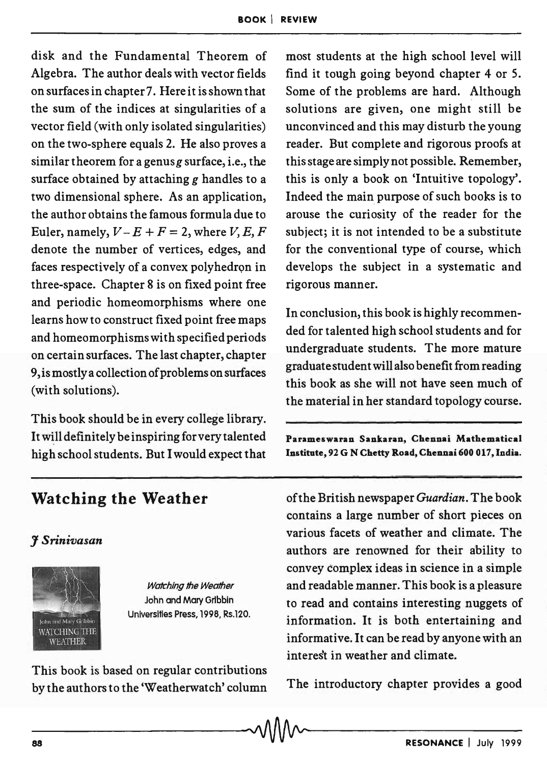disk and the Fundamental Theorem of Algebra. The author deals with vector fields on surfaces in chapter 7. Here it is shown that the sum of the indices at singularities of a vector field (with only isolated singularities) on the two-sphere equals 2. He also proves a similar theorem for a genus $g$ surface, i.e., the surface obtained by attaching $g$ handles to a two dimensional sphere. As an application, the author obtains the famous formula due to Euler, namely, $V - E + F = 2$, where $V, E, F$ denote the number of vertices, edges, and faces respectively of a convex polyhedron in three-space. Chapter 8 is on fixed point free and periodic homeomorphisms where one learns how to construct fixed point free maps and homeomorphisms with specified periods on certain surfaces. The last chapter, chapter 9, is mostly a collection of problems on surfaces (with solutions).

This book should be in every college library. It will definitely be inspiring for very talented high school students. But I would expect that most students at the high school level will find it tough going beyond chapter 4 or 5. Some of the problems are hard. Although solutions are given, one might still be unconvinced and this may disturb the young reader. But complete and rigorous proofs at this stage are simply not possible. Remember, this is only a book on 'Intuitive topology'. Indeed the main purpose of such books is to arouse the curiosity of the reader for the subject; it is not intended to be a substitute for the conventional type of course, which develops the subject in a systematic and rigorous manner.

In conclusion, this book is highly recommended for talented high school students and for undergraduate students. The more mature graduate student will also benefit from reading this book as she will not have seen much of the material in her standard topology course.

**Parameswaran Sankaran, Chennai Mathematical Institute, 92 G N Chetty Road, Chennai 600 017, India.**

## Watching the Weather

*J Srinivasan*

*Watching the Weather*
John and Mary Gribbin
Universities Press, 1998, Rs.120.

This book is based on regular contributions by the authors to the 'Weatherwatch' column of the British newspaper *Guardian*. The book contains a large number of short pieces on various facets of weather and climate. The authors are renowned for their ability to convey complex ideas in science in a simple and readable manner. This book is a pleasure to read and contains interesting nuggets of information. It is both entertaining and informative. It can be read by anyone with an interest in weather and climate.

The introductory chapter provides a good